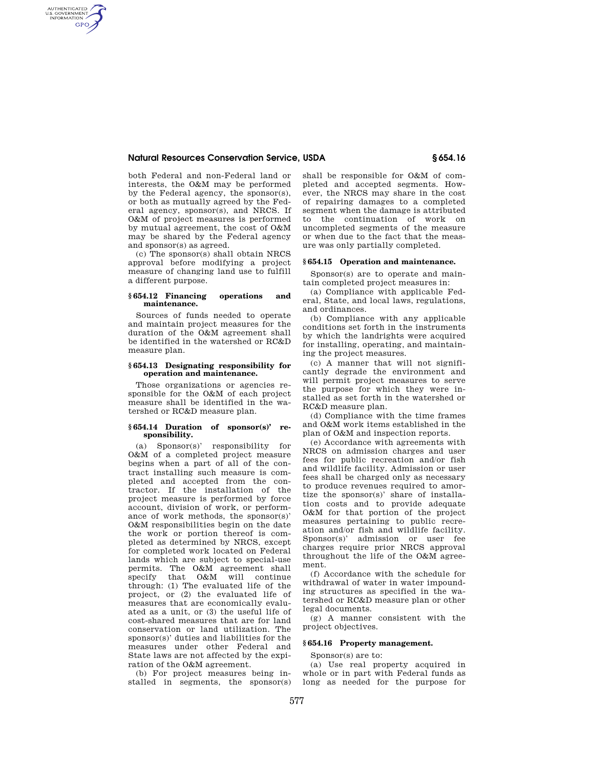both Federal and non-Federal land or interests, the O&M may be performed by the Federal agency, the sponsor(s), or both as mutually agreed by the Federal agency, sponsor(s), and NRCS. If O&M of project measures is performed by mutual agreement, the cost of O&M may be shared by the Federal agency and sponsor(s) as agreed.

(c) The sponsor(s) shall obtain NRCS approval before modifying a project measure of changing land use to fulfill a different purpose.

### § 654.12 Financing operations and maintenance.

Sources of funds needed to operate and maintain project measures for the duration of the O&M agreement shall be identified in the watershed or RC&D measure plan.

### § 654.13 Designating responsibility for operation and maintenance.

Those organizations or agencies responsible for the O&M of each project measure shall be identified in the watershed or RC&D measure plan.

### § 654.14 Duration of sponsor(s)' responsibility.

(a) Sponsor(s)' responsibility for O&M of a completed project measure begins when a part of all of the contract installing such measure is completed and accepted from the contractor. If the installation of the project measure is performed by force account, division of work, or performance of work methods, the sponsor(s)' O&M responsibilities begin on the date the work or portion thereof is completed as determined by NRCS, except for completed work located on Federal lands which are subject to special-use permits. The O&M agreement shall specify that O&M will continue through: (1) The evaluated life of the project, or (2) the evaluated life of measures that are economically evaluated as a unit, or (3) the useful life of cost-shared measures that are for land conservation or land utilization. The sponsor(s)' duties and liabilities for the measures under other Federal and State laws are not affected by the expiration of the O&M agreement.

(b) For project measures being installed in segments, the sponsor(s) shall be responsible for O&M of completed and accepted segments. However, the NRCS may share in the cost of repairing damages to a completed segment when the damage is attributed to the continuation of work on uncompleted segments of the measure or when due to the fact that the measure was only partially completed.

### § 654.15 Operation and maintenance.

Sponsor(s) are to operate and maintain completed project measures in:

(a) Compliance with applicable Federal, State, and local laws, regulations, and ordinances.

(b) Compliance with any applicable conditions set forth in the instruments by which the landrights were acquired for installing, operating, and maintaining the project measures.

(c) A manner that will not significantly degrade the environment and will permit project measures to serve the purpose for which they were installed as set forth in the watershed or RC&D measure plan.

(d) Compliance with the time frames and O&M work items established in the plan of O&M and inspection reports.

(e) Accordance with agreements with NRCS on admission charges and user fees for public recreation and/or fish and wildlife facility. Admission or user fees shall be charged only as necessary to produce revenues required to amortize the sponsor(s)' share of installation costs and to provide adequate O&M for that portion of the project measures pertaining to public recreation and/or fish and wildlife facility. Sponsor(s)' admission or user fee charges require prior NRCS approval throughout the life of the O&M agreement.

(f) Accordance with the schedule for withdrawal of water in water impounding structures as specified in the watershed or RC&D measure plan or other legal documents.

(g) A manner consistent with the project objectives.

### § 654.16 Property management.

Sponsor(s) are to:

(a) Use real property acquired in whole or in part with Federal funds as long as needed for the purpose for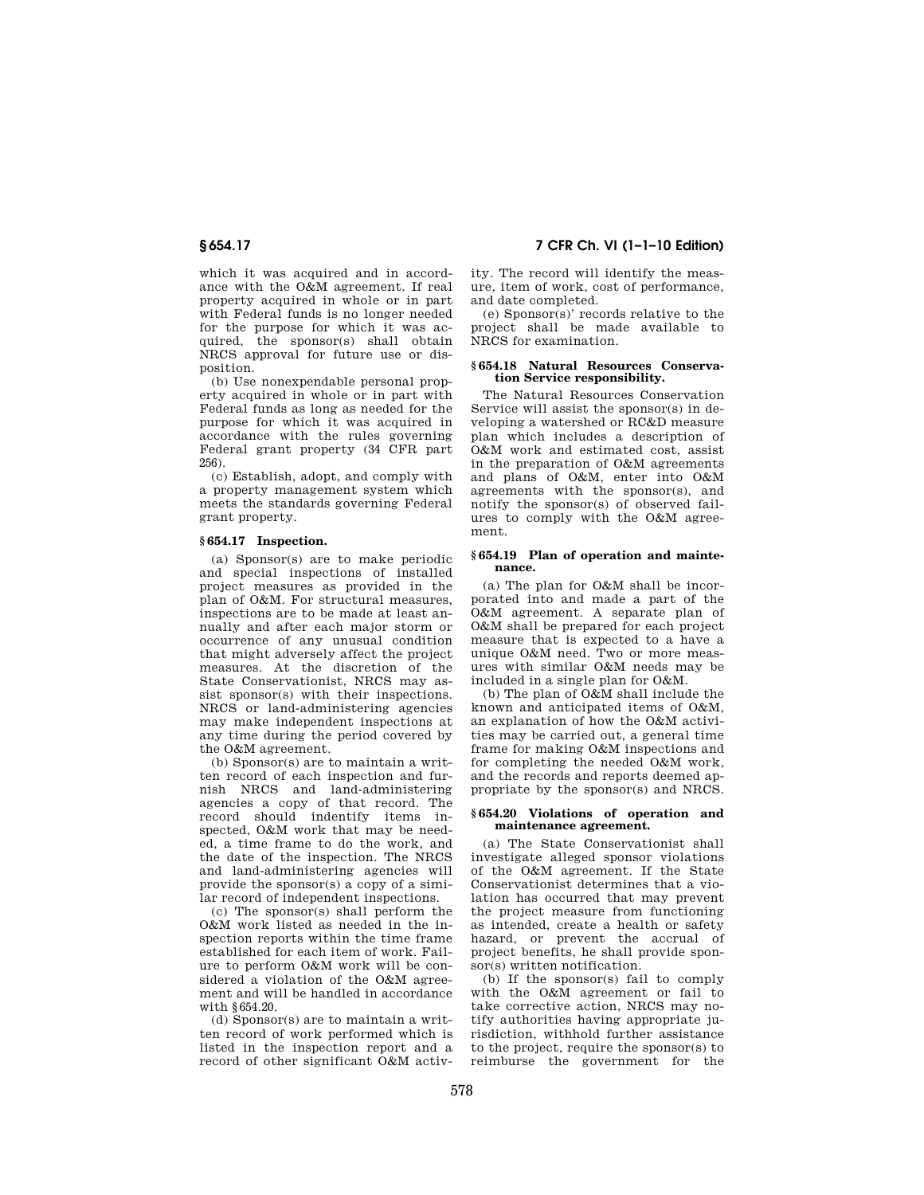which it was acquired and in accordance with the O&M agreement. If real property acquired in whole or in part with Federal funds is no longer needed for the purpose for which it was acquired, the sponsor(s) shall obtain NRCS approval for future use or disposition.

(b) Use nonexpendable personal property acquired in whole or in part with Federal funds as long as needed for the purpose for which it was acquired in accordance with the rules governing Federal grant property (34 CFR part 256).

(c) Establish, adopt, and comply with a property management system which meets the standards governing Federal grant property.

### § 654.17 Inspection.

(a) Sponsor(s) are to make periodic and special inspections of installed project measures as provided in the plan of O&M. For structural measures, inspections are to be made at least annually and after each major storm or occurrence of any unusual condition that might adversely affect the project measures. At the discretion of the State Conservationist, NRCS may assist sponsor(s) with their inspections. NRCS or land-administering agencies may make independent inspections at any time during the period covered by the O&M agreement.

(b) Sponsor(s) are to maintain a written record of each inspection and furnish NRCS and land-administering agencies a copy of that record. The record should indentify items inspected, O&M work that may be needed, a time frame to do the work, and the date of the inspection. The NRCS and land-administering agencies will provide the sponsor(s) a copy of a similar record of independent inspections.

(c) The sponsor(s) shall perform the O&M work listed as needed in the inspection reports within the time frame established for each item of work. Failure to perform O&M work will be considered a violation of the O&M agreement and will be handled in accordance with § 654.20.

(d) Sponsor(s) are to maintain a written record of work performed which is listed in the inspection report and a record of other significant O&M activity. The record will identify the measure, item of work, cost of performance, and date completed.

(e) Sponsor(s)' records relative to the project shall be made available to NRCS for examination.

### § 654.18 Natural Resources Conservation Service responsibility.

The Natural Resources Conservation Service will assist the sponsor(s) in developing a watershed or RC&D measure plan which includes a description of O&M work and estimated cost, assist in the preparation of O&M agreements and plans of O&M, enter into O&M agreements with the sponsor(s), and notify the sponsor(s) of observed failures to comply with the O&M agreement.

### § 654.19 Plan of operation and maintenance.

(a) The plan for O&M shall be incorporated into and made a part of the O&M agreement. A separate plan of O&M shall be prepared for each project measure that is expected to a have a unique O&M need. Two or more measures with similar O&M needs may be included in a single plan for O&M.

(b) The plan of O&M shall include the known and anticipated items of O&M, an explanation of how the O&M activities may be carried out, a general time frame for making O&M inspections and for completing the needed O&M work, and the records and reports deemed appropriate by the sponsor(s) and NRCS.

### § 654.20 Violations of operation and maintenance agreement.

(a) The State Conservationist shall investigate alleged sponsor violations of the O&M agreement. If the State Conservationist determines that a violation has occurred that may prevent the project measure from functioning as intended, create a health or safety hazard, or prevent the accrual of project benefits, he shall provide sponsor(s) written notification.

(b) If the sponsor(s) fail to comply with the O&M agreement or fail to take corrective action, NRCS may notify authorities having appropriate jurisdiction, withhold further assistance to the project, require the sponsor(s) to reimburse the government for the